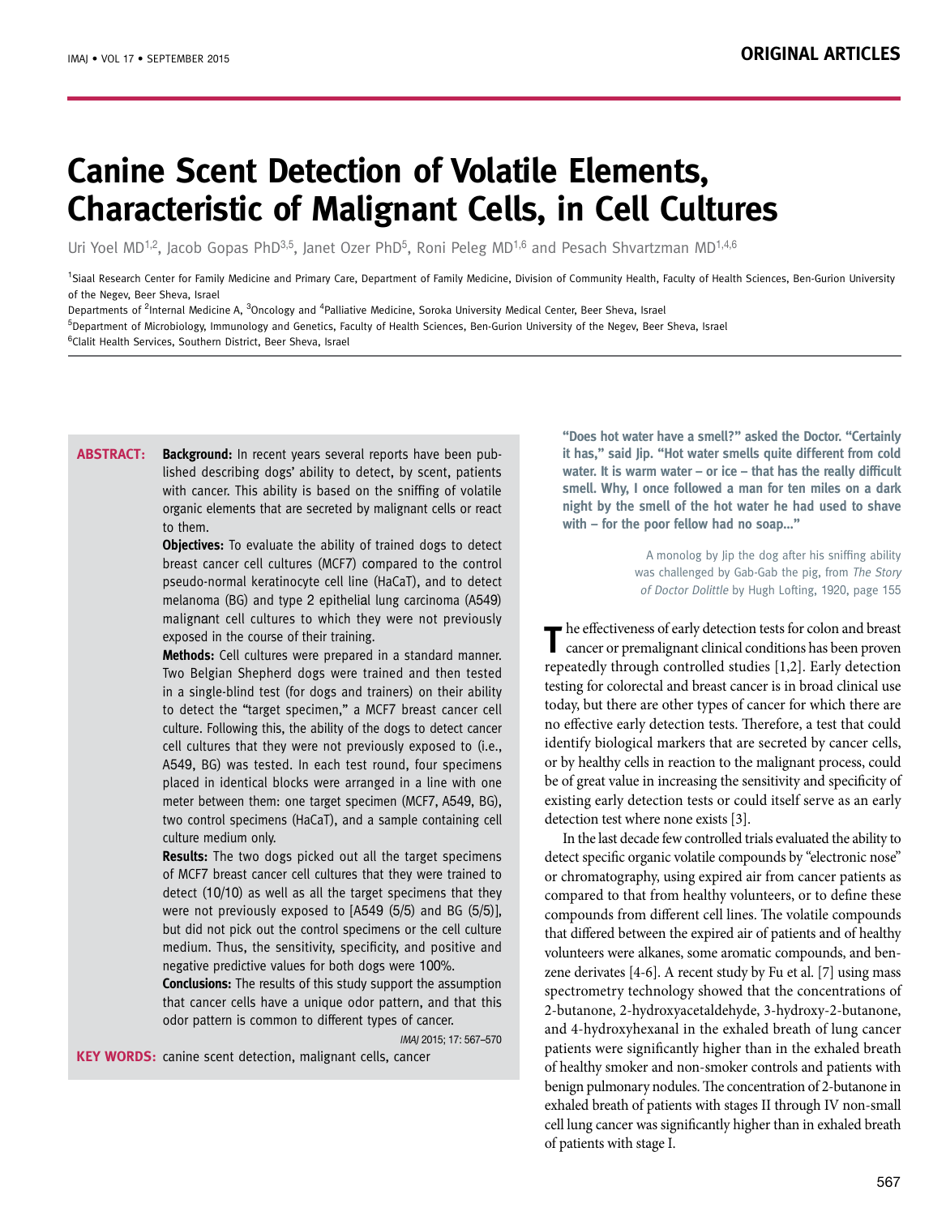# Canine Scent Detection of Volatile Elements, Characteristic of Malignant Cells, in Cell Cultures

Uri Yoel MD[1,2], Jacob Gopas PhD[3,5], Janet Ozer PhD[5], Roni Peleg MD[1,6] and Pesach Shvartzman MD[1,4,6]

[1]Siaal Research Center for Family Medicine and Primary Care, Department of Family Medicine, Division of Community Health, Faculty of Health Sciences, Ben-Gurion University of the Negev, Beer Sheva, Israel

Departments of [2]Internal Medicine A, [3]Oncology and [4]Palliative Medicine, Soroka University Medical Center, Beer Sheva, Israel

[5]Department of Microbiology, Immunology and Genetics, Faculty of Health Sciences, Ben-Gurion University of the Negev, Beer Sheva, Israel

[6]Clalit Health Services, Southern District, Beer Sheva, Israel

**ABSTRACT:**

**Background:** In recent years several reports have been published describing dogs' ability to detect, by scent, patients with cancer. This ability is based on the sniffing of volatile organic elements that are secreted by malignant cells or react to them.

**Objectives:** To evaluate the ability of trained dogs to detect breast cancer cell cultures (MCF7) compared to the control pseudo-normal keratinocyte cell line (HaCaT), and to detect melanoma (BG) and type 2 epithelial lung carcinoma (A549) malignant cell cultures to which they were not previously exposed in the course of their training.

**Methods:** Cell cultures were prepared in a standard manner. Two Belgian Shepherd dogs were trained and then tested in a single-blind test (for dogs and trainers) on their ability to detect the "target specimen," a MCF7 breast cancer cell culture. Following this, the ability of the dogs to detect cancer cell cultures that they were not previously exposed to (i.e., A549, BG) was tested. In each test round, four specimens placed in identical blocks were arranged in a line with one meter between them: one target specimen (MCF7, A549, BG), two control specimens (HaCaT), and a sample containing cell culture medium only.

**Results:** The two dogs picked out all the target specimens of MCF7 breast cancer cell cultures that they were trained to detect (10/10) as well as all the target specimens that they were not previously exposed to [A549 (5/5) and BG (5/5)], but did not pick out the control specimens or the cell culture medium. Thus, the sensitivity, specificity, and positive and negative predictive values for both dogs were 100%.

**Conclusions:** The results of this study support the assumption that cancer cells have a unique odor pattern, and that this odor pattern is common to different types of cancer.

*IMAJ* 2015; 17: 567–570

**KEY WORDS:** canine scent detection, malignant cells, cancer

**"Does hot water have a smell?" asked the Doctor. "Certainly it has," said Jip. "Hot water smells quite different from cold water. It is warm water – or ice – that has the really difficult smell. Why, I once followed a man for ten miles on a dark night by the smell of the hot water he had used to shave with – for the poor fellow had no soap..."**

A monolog by Jip the dog after his sniffing ability was challenged by Gab-Gab the pig, from *The Story of Doctor Dolittle* by Hugh Lofting, 1920, page 155

The effectiveness of early detection tests for colon and breast cancer or premalignant clinical conditions has been proven repeatedly through controlled studies [1,2]. Early detection testing for colorectal and breast cancer is in broad clinical use today, but there are other types of cancer for which there are no effective early detection tests. Therefore, a test that could identify biological markers that are secreted by cancer cells, or by healthy cells in reaction to the malignant process, could be of great value in increasing the sensitivity and specificity of existing early detection tests or could itself serve as an early detection test where none exists [3].

In the last decade few controlled trials evaluated the ability to detect specific organic volatile compounds by "electronic nose" or chromatography, using expired air from cancer patients as compared to that from healthy volunteers, or to define these compounds from different cell lines. The volatile compounds that differed between the expired air of patients and of healthy volunteers were alkanes, some aromatic compounds, and benzene derivates [4-6]. A recent study by Fu et al. [7] using mass spectrometry technology showed that the concentrations of 2-butanone, 2-hydroxyacetaldehyde, 3-hydroxy-2-butanone, and 4-hydroxyhexanal in the exhaled breath of lung cancer patients were significantly higher than in the exhaled breath of healthy smoker and non-smoker controls and patients with benign pulmonary nodules. The concentration of 2-butanone in exhaled breath of patients with stages II through IV non-small cell lung cancer was significantly higher than in exhaled breath of patients with stage I.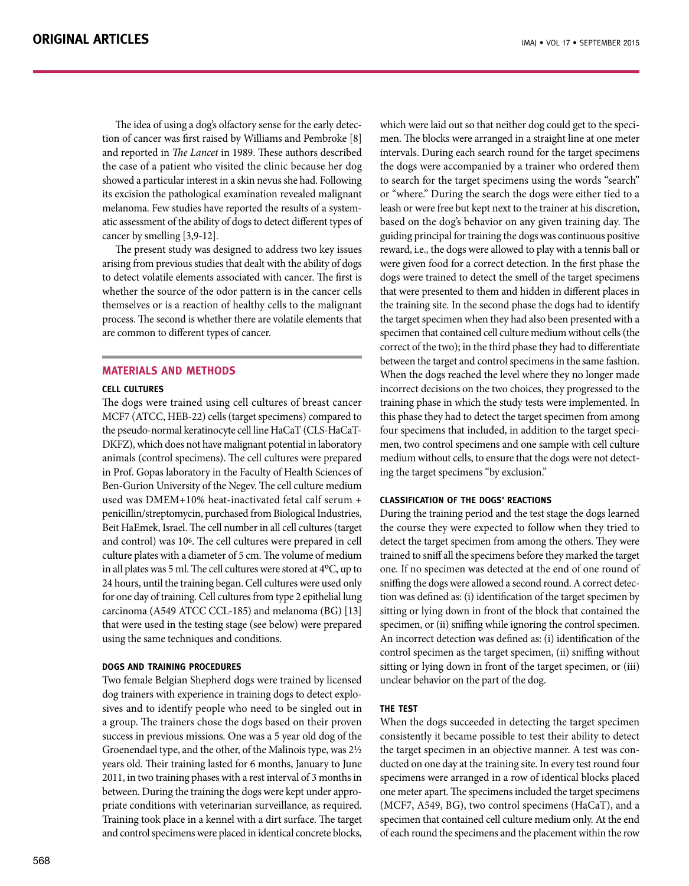The idea of using a dog's olfactory sense for the early detection of cancer was first raised by Williams and Pembroke [8] and reported in *The Lancet* in 1989. These authors described the case of a patient who visited the clinic because her dog showed a particular interest in a skin nevus she had. Following its excision the pathological examination revealed malignant melanoma. Few studies have reported the results of a systematic assessment of the ability of dogs to detect different types of cancer by smelling [3,9-12].

The present study was designed to address two key issues arising from previous studies that dealt with the ability of dogs to detect volatile elements associated with cancer. The first is whether the source of the odor pattern is in the cancer cells themselves or is a reaction of healthy cells to the malignant process. The second is whether there are volatile elements that are common to different types of cancer.

## MATERIALS AND METHODS

### CELL CULTURES

The dogs were trained using cell cultures of breast cancer MCF7 (ATCC, HEB-22) cells (target specimens) compared to the pseudo-normal keratinocyte cell line HaCaT (CLS-HaCaT-DKFZ), which does not have malignant potential in laboratory animals (control specimens). The cell cultures were prepared in Prof. Gopas laboratory in the Faculty of Health Sciences of Ben-Gurion University of the Negev. The cell culture medium used was DMEM+10% heat-inactivated fetal calf serum + penicillin/streptomycin, purchased from Biological Industries, Beit HaEmek, Israel. The cell number in all cell cultures (target and control) was $10^6$. The cell cultures were prepared in cell culture plates with a diameter of 5 cm. The volume of medium in all plates was 5 ml. The cell cultures were stored at 4ºC, up to 24 hours, until the training began. Cell cultures were used only for one day of training. Cell cultures from type 2 epithelial lung carcinoma (A549 ATCC CCL-185) and melanoma (BG) [13] that were used in the testing stage (see below) were prepared using the same techniques and conditions.

### DOGS AND TRAINING PROCEDURES

Two female Belgian Shepherd dogs were trained by licensed dog trainers with experience in training dogs to detect explosives and to identify people who need to be singled out in a group. The trainers chose the dogs based on their proven success in previous missions. One was a 5 year old dog of the Groenendael type, and the other, of the Malinois type, was 2½ years old. Their training lasted for 6 months, January to June 2011, in two training phases with a rest interval of 3 months in between. During the training the dogs were kept under appropriate conditions with veterinarian surveillance, as required. Training took place in a kennel with a dirt surface. The target and control specimens were placed in identical concrete blocks, which were laid out so that neither dog could get to the specimen. The blocks were arranged in a straight line at one meter intervals. During each search round for the target specimens the dogs were accompanied by a trainer who ordered them to search for the target specimens using the words "search" or "where." During the search the dogs were either tied to a leash or were free but kept next to the trainer at his discretion, based on the dog's behavior on any given training day. The guiding principal for training the dogs was continuous positive reward, i.e., the dogs were allowed to play with a tennis ball or were given food for a correct detection. In the first phase the dogs were trained to detect the smell of the target specimens that were presented to them and hidden in different places in the training site. In the second phase the dogs had to identify the target specimen when they had also been presented with a specimen that contained cell culture medium without cells (the correct of the two); in the third phase they had to differentiate between the target and control specimens in the same fashion. When the dogs reached the level where they no longer made incorrect decisions on the two choices, they progressed to the training phase in which the study tests were implemented. In this phase they had to detect the target specimen from among four specimens that included, in addition to the target specimen, two control specimens and one sample with cell culture medium without cells, to ensure that the dogs were not detecting the target specimens "by exclusion."

### CLASSIFICATION OF THE DOGS' REACTIONS

During the training period and the test stage the dogs learned the course they were expected to follow when they tried to detect the target specimen from among the others. They were trained to sniff all the specimens before they marked the target one. If no specimen was detected at the end of one round of sniffing the dogs were allowed a second round. A correct detection was defined as: (i) identification of the target specimen by sitting or lying down in front of the block that contained the specimen, or (ii) sniffing while ignoring the control specimen. An incorrect detection was defined as: (i) identification of the control specimen as the target specimen, (ii) sniffing without sitting or lying down in front of the target specimen, or (iii) unclear behavior on the part of the dog.

### THE TEST

When the dogs succeeded in detecting the target specimen consistently it became possible to test their ability to detect the target specimen in an objective manner. A test was conducted on one day at the training site. In every test round four specimens were arranged in a row of identical blocks placed one meter apart. The specimens included the target specimens (MCF7, A549, BG), two control specimens (HaCaT), and a specimen that contained cell culture medium only. At the end of each round the specimens and the placement within the row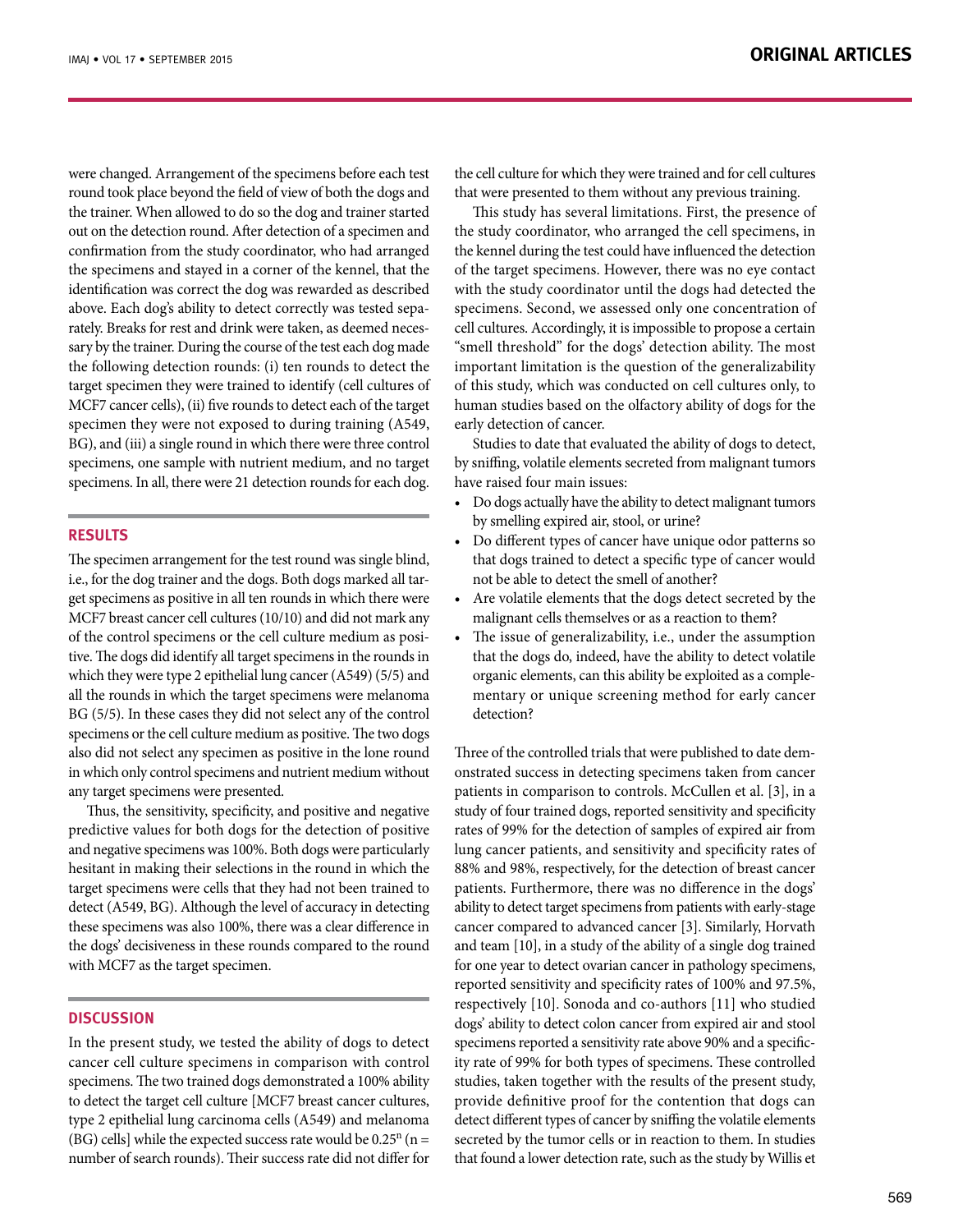were changed. Arrangement of the specimens before each test round took place beyond the field of view of both the dogs and the trainer. When allowed to do so the dog and trainer started out on the detection round. After detection of a specimen and confirmation from the study coordinator, who had arranged the specimens and stayed in a corner of the kennel, that the identification was correct the dog was rewarded as described above. Each dog's ability to detect correctly was tested separately. Breaks for rest and drink were taken, as deemed necessary by the trainer. During the course of the test each dog made the following detection rounds: (i) ten rounds to detect the target specimen they were trained to identify (cell cultures of MCF7 cancer cells), (ii) five rounds to detect each of the target specimen they were not exposed to during training (A549, BG), and (iii) a single round in which there were three control specimens, one sample with nutrient medium, and no target specimens. In all, there were 21 detection rounds for each dog.

## RESULTS

The specimen arrangement for the test round was single blind, i.e., for the dog trainer and the dogs. Both dogs marked all target specimens as positive in all ten rounds in which there were MCF7 breast cancer cell cultures (10/10) and did not mark any of the control specimens or the cell culture medium as positive. The dogs did identify all target specimens in the rounds in which they were type 2 epithelial lung cancer (A549) (5/5) and all the rounds in which the target specimens were melanoma BG (5/5). In these cases they did not select any of the control specimens or the cell culture medium as positive. The two dogs also did not select any specimen as positive in the lone round in which only control specimens and nutrient medium without any target specimens were presented.

Thus, the sensitivity, specificity, and positive and negative predictive values for both dogs for the detection of positive and negative specimens was 100%. Both dogs were particularly hesitant in making their selections in the round in which the target specimens were cells that they had not been trained to detect (A549, BG). Although the level of accuracy in detecting these specimens was also 100%, there was a clear difference in the dogs' decisiveness in these rounds compared to the round with MCF7 as the target specimen.

## DISCUSSION

In the present study, we tested the ability of dogs to detect cancer cell culture specimens in comparison with control specimens. The two trained dogs demonstrated a 100% ability to detect the target cell culture [MCF7 breast cancer cultures, type 2 epithelial lung carcinoma cells (A549) and melanoma (BG) cells] while the expected success rate would be $0.25^n$ (n = number of search rounds). Their success rate did not differ for the cell culture for which they were trained and for cell cultures that were presented to them without any previous training.

This study has several limitations. First, the presence of the study coordinator, who arranged the cell specimens, in the kennel during the test could have influenced the detection of the target specimens. However, there was no eye contact with the study coordinator until the dogs had detected the specimens. Second, we assessed only one concentration of cell cultures. Accordingly, it is impossible to propose a certain "smell threshold" for the dogs' detection ability. The most important limitation is the question of the generalizability of this study, which was conducted on cell cultures only, to human studies based on the olfactory ability of dogs for the early detection of cancer.

Studies to date that evaluated the ability of dogs to detect, by sniffing, volatile elements secreted from malignant tumors have raised four main issues:

- Do dogs actually have the ability to detect malignant tumors by smelling expired air, stool, or urine?
- Do different types of cancer have unique odor patterns so that dogs trained to detect a specific type of cancer would not be able to detect the smell of another?
- Are volatile elements that the dogs detect secreted by the malignant cells themselves or as a reaction to them?
- The issue of generalizability, i.e., under the assumption that the dogs do, indeed, have the ability to detect volatile organic elements, can this ability be exploited as a complementary or unique screening method for early cancer detection?

Three of the controlled trials that were published to date demonstrated success in detecting specimens taken from cancer patients in comparison to controls. McCullen et al. [3], in a study of four trained dogs, reported sensitivity and specificity rates of 99% for the detection of samples of expired air from lung cancer patients, and sensitivity and specificity rates of 88% and 98%, respectively, for the detection of breast cancer patients. Furthermore, there was no difference in the dogs' ability to detect target specimens from patients with early-stage cancer compared to advanced cancer [3]. Similarly, Horvath and team [10], in a study of the ability of a single dog trained for one year to detect ovarian cancer in pathology specimens, reported sensitivity and specificity rates of 100% and 97.5%, respectively [10]. Sonoda and co-authors [11] who studied dogs' ability to detect colon cancer from expired air and stool specimens reported a sensitivity rate above 90% and a specificity rate of 99% for both types of specimens. These controlled studies, taken together with the results of the present study, provide definitive proof for the contention that dogs can detect different types of cancer by sniffing the volatile elements secreted by the tumor cells or in reaction to them. In studies that found a lower detection rate, such as the study by Willis et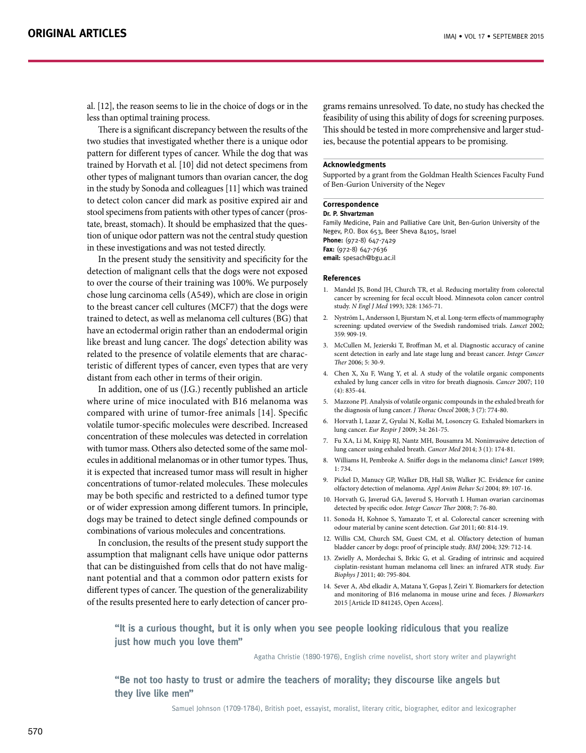al. [12], the reason seems to lie in the choice of dogs or in the less than optimal training process.

There is a significant discrepancy between the results of the two studies that investigated whether there is a unique odor pattern for different types of cancer. While the dog that was trained by Horvath et al. [10] did not detect specimens from other types of malignant tumors than ovarian cancer, the dog in the study by Sonoda and colleagues [11] which was trained to detect colon cancer did mark as positive expired air and stool specimens from patients with other types of cancer (prostate, breast, stomach). It should be emphasized that the question of unique odor pattern was not the central study question in these investigations and was not tested directly.

In the present study the sensitivity and specificity for the detection of malignant cells that the dogs were not exposed to over the course of their training was 100%. We purposely chose lung carcinoma cells (A549), which are close in origin to the breast cancer cell cultures (MCF7) that the dogs were trained to detect, as well as melanoma cell cultures (BG) that have an ectodermal origin rather than an endodermal origin like breast and lung cancer. The dogs' detection ability was related to the presence of volatile elements that are characteristic of different types of cancer, even types that are very distant from each other in terms of their origin.

In addition, one of us (J.G.) recently published an article where urine of mice inoculated with B16 melanoma was compared with urine of tumor-free animals [14]. Specific volatile tumor-specific molecules were described. Increased concentration of these molecules was detected in correlation with tumor mass. Others also detected some of the same molecules in additional melanomas or in other tumor types. Thus, it is expected that increased tumor mass will result in higher concentrations of tumor-related molecules. These molecules may be both specific and restricted to a defined tumor type or of wider expression among different tumors. In principle, dogs may be trained to detect single defined compounds or combinations of various molecules and concentrations.

In conclusion, the results of the present study support the assumption that malignant cells have unique odor patterns that can be distinguished from cells that do not have malignant potential and that a common odor pattern exists for different types of cancer. The question of the generalizability of the results presented here to early detection of cancer programs remains unresolved. To date, no study has checked the feasibility of using this ability of dogs for screening purposes. This should be tested in more comprehensive and larger studies, because the potential appears to be promising.

#### Acknowledgments

Supported by a grant from the Goldman Health Sciences Faculty Fund of Ben-Gurion University of the Negev

#### Correspondence

**Dr. P. Shvartzman**
Family Medicine, Pain and Palliative Care Unit, Ben-Gurion University of the Negev, P.O. Box 653, Beer Sheva 84105, Israel
**Phone:** (972-8) 647-7429
**Fax:** (972-8) 647-7636
**email:** spesach@bgu.ac.il

#### References

1. Mandel JS, Bond JH, Church TR, et al. Reducing mortality from colorectal cancer by screening for fecal occult blood. Minnesota colon cancer control study. *N Engl J Med* 1993; 328: 1365-71.
2. Nyström L, Andersson I, Bjurstam N, et al. Long-term effects of mammography screening: updated overview of the Swedish randomised trials. *Lancet* 2002; 359: 909-19.
3. McCullen M, Jezierski T, Broffman M, et al. Diagnostic accuracy of canine scent detection in early and late stage lung and breast cancer. *Integr Cancer Ther* 2006; 5: 30-9.
4. Chen X, Xu F, Wang Y, et al. A study of the volatile organic components exhaled by lung cancer cells in vitro for breath diagnosis. *Cancer* 2007; 110 (4): 835-44.
5. Mazzone PJ. Analysis of volatile organic compounds in the exhaled breath for the diagnosis of lung cancer. *J Thorac Oncol* 2008; 3 (7): 774-80.
6. Horvath I, Lazar Z, Gyulai N, Kollai M, Losonczy G. Exhaled biomarkers in lung cancer. *Eur Respir J* 2009; 34: 261-75.
7. Fu XA, Li M, Knipp RJ, Nantz MH, Bousamra M. Noninvasive detection of lung cancer using exhaled breath. *Cancer Med* 2014; 3 (1): 174-81.
8. Williams H, Pembroke A. Sniffer dogs in the melanoma clinic? *Lancet* 1989; 1: 734.
9. Pickel D, Manucy GP, Walker DB, Hall SB, Walker JC. Evidence for canine olfactory detection of melanoma. *Appl Anim Behav Sci* 2004; 89: 107-16.
10. Horvath G, Javerud GA, Javerud S, Horvath I. Human ovarian carcinomas detected by specific odor. *Integr Cancer Ther* 2008; 7: 76-80.
11. Sonoda H, Kohnoe S, Yamazato T, et al. Colorectal cancer screening with odour material by canine scent detection. *Gut* 2011; 60: 814-19.
12. Willis CM, Church SM, Guest CM, et al. Olfactory detection of human bladder cancer by dogs: proof of principle study. *BMJ* 2004; 329: 712-14.
13. Zwielly A, Mordechai S, Brkic G, et al. Grading of intrinsic and acquired cisplatin-resistant human melanoma cell lines: an infrared ATR study. *Eur Biophys J* 2011; 40: 795-804.
14. Sever A, Abd elkadir A, Matana Y, Gopas J, Zeiri Y. Biomarkers for detection and monitoring of B16 melanoma in mouse urine and feces. *J Biomarkers* 2015 [Article ID 841245, Open Access].

**"It is a curious thought, but it is only when you see people looking ridiculous that you realize just how much you love them"**

Agatha Christie (1890-1976), English crime novelist, short story writer and playwright

**"Be not too hasty to trust or admire the teachers of morality; they discourse like angels but they live like men"**

Samuel Johnson (1709-1784), British poet, essayist, moralist, literary critic, biographer, editor and lexicographer